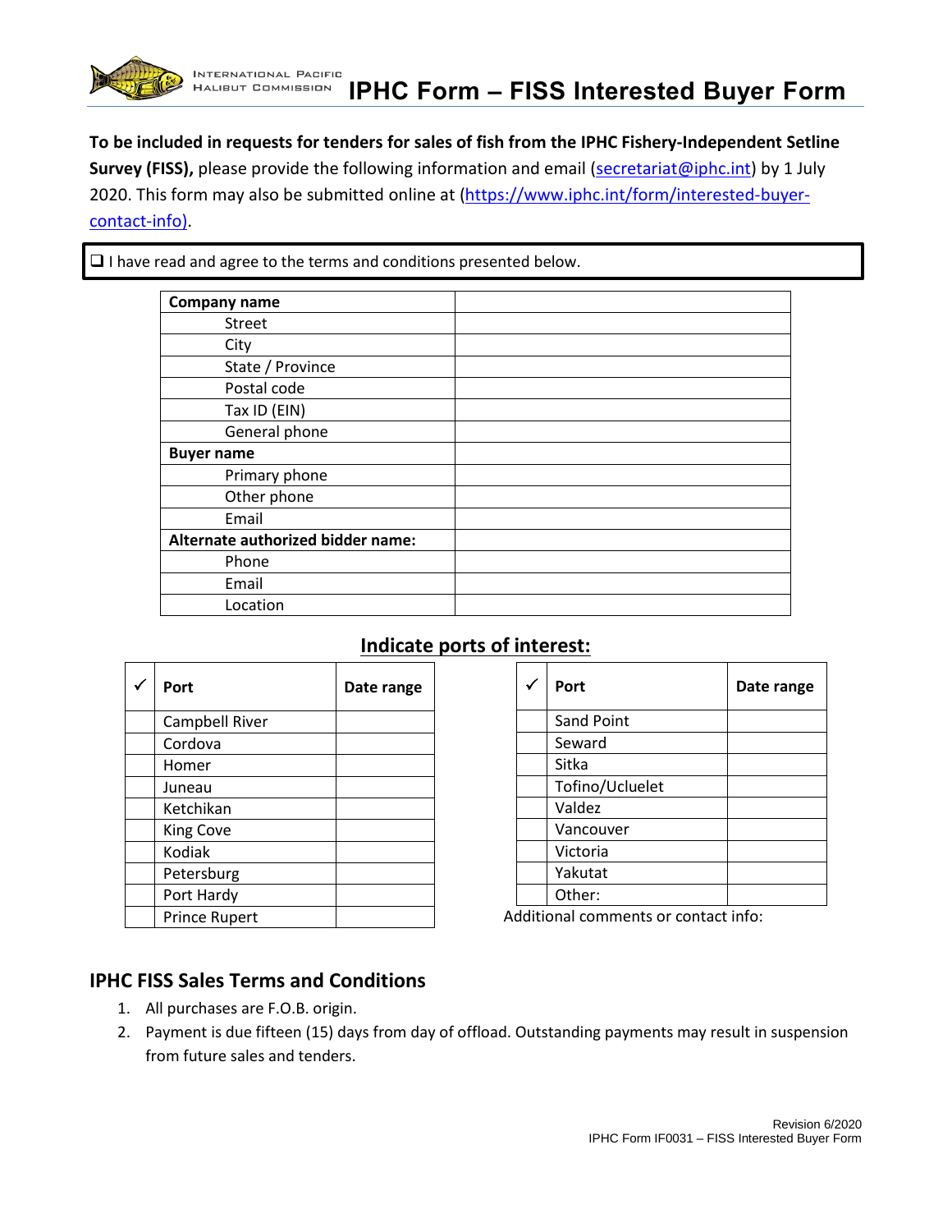# IPHC Form – FISS Interested Buyer Form

**To be included in requests for tenders for sales of fish from the IPHC Fishery-Independent Setline Survey (FISS),** please provide the following information and email (secretariat@iphc.int) by 1 July 2020. This form may also be submitted online at (https://www.iphc.int/form/interested-buyer-contact-info).

❑ I have read and agree to the terms and conditions presented below.

| **Company name** | |
|---|---|
| Street | |
| City | |
| State / Province | |
| Postal code | |
| Tax ID (EIN) | |
| General phone | |
| **Buyer name** | |
| Primary phone | |
| Other phone | |
| Email | |
| **Alternate authorized bidder name:** | |
| Phone | |
| Email | |
| Location | |

## Indicate ports of interest:

| ✓ | Port | Date range |
|---|---|---|
| | Campbell River | |
| | Cordova | |
| | Homer | |
| | Juneau | |
| | Ketchikan | |
| | King Cove | |
| | Kodiak | |
| | Petersburg | |
| | Port Hardy | |
| | Prince Rupert | |

| ✓ | Port | Date range |
|---|---|---|
| | Sand Point | |
| | Seward | |
| | Sitka | |
| | Tofino/Ucluelet | |
| | Valdez | |
| | Vancouver | |
| | Victoria | |
| | Yakutat | |
| | Other: | |

Additional comments or contact info:

## IPHC FISS Sales Terms and Conditions

1. All purchases are F.O.B. origin.
2. Payment is due fifteen (15) days from day of offload. Outstanding payments may result in suspension from future sales and tenders.

Revision 6/2020
IPHC Form IF0031 – FISS Interested Buyer Form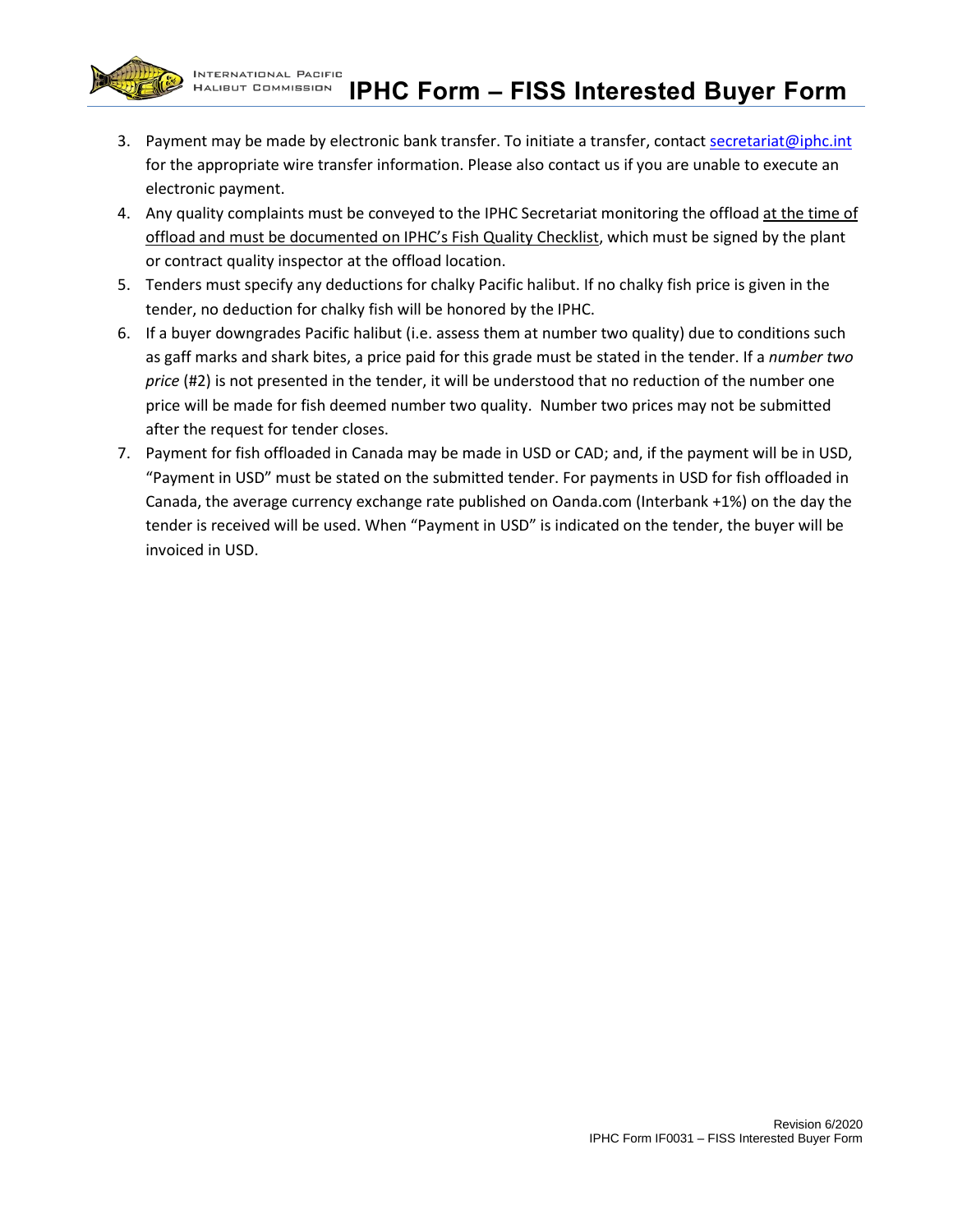3. Payment may be made by electronic bank transfer. To initiate a transfer, contact secretariat@iphc.int for the appropriate wire transfer information. Please also contact us if you are unable to execute an electronic payment.
4. Any quality complaints must be conveyed to the IPHC Secretariat monitoring the offload at the time of offload and must be documented on IPHC's Fish Quality Checklist, which must be signed by the plant or contract quality inspector at the offload location.
5. Tenders must specify any deductions for chalky Pacific halibut. If no chalky fish price is given in the tender, no deduction for chalky fish will be honored by the IPHC.
6. If a buyer downgrades Pacific halibut (i.e. assess them at number two quality) due to conditions such as gaff marks and shark bites, a price paid for this grade must be stated in the tender. If a *number two price* (#2) is not presented in the tender, it will be understood that no reduction of the number one price will be made for fish deemed number two quality. Number two prices may not be submitted after the request for tender closes.
7. Payment for fish offloaded in Canada may be made in USD or CAD; and, if the payment will be in USD, "Payment in USD" must be stated on the submitted tender. For payments in USD for fish offloaded in Canada, the average currency exchange rate published on Oanda.com (Interbank +1%) on the day the tender is received will be used. When "Payment in USD" is indicated on the tender, the buyer will be invoiced in USD.